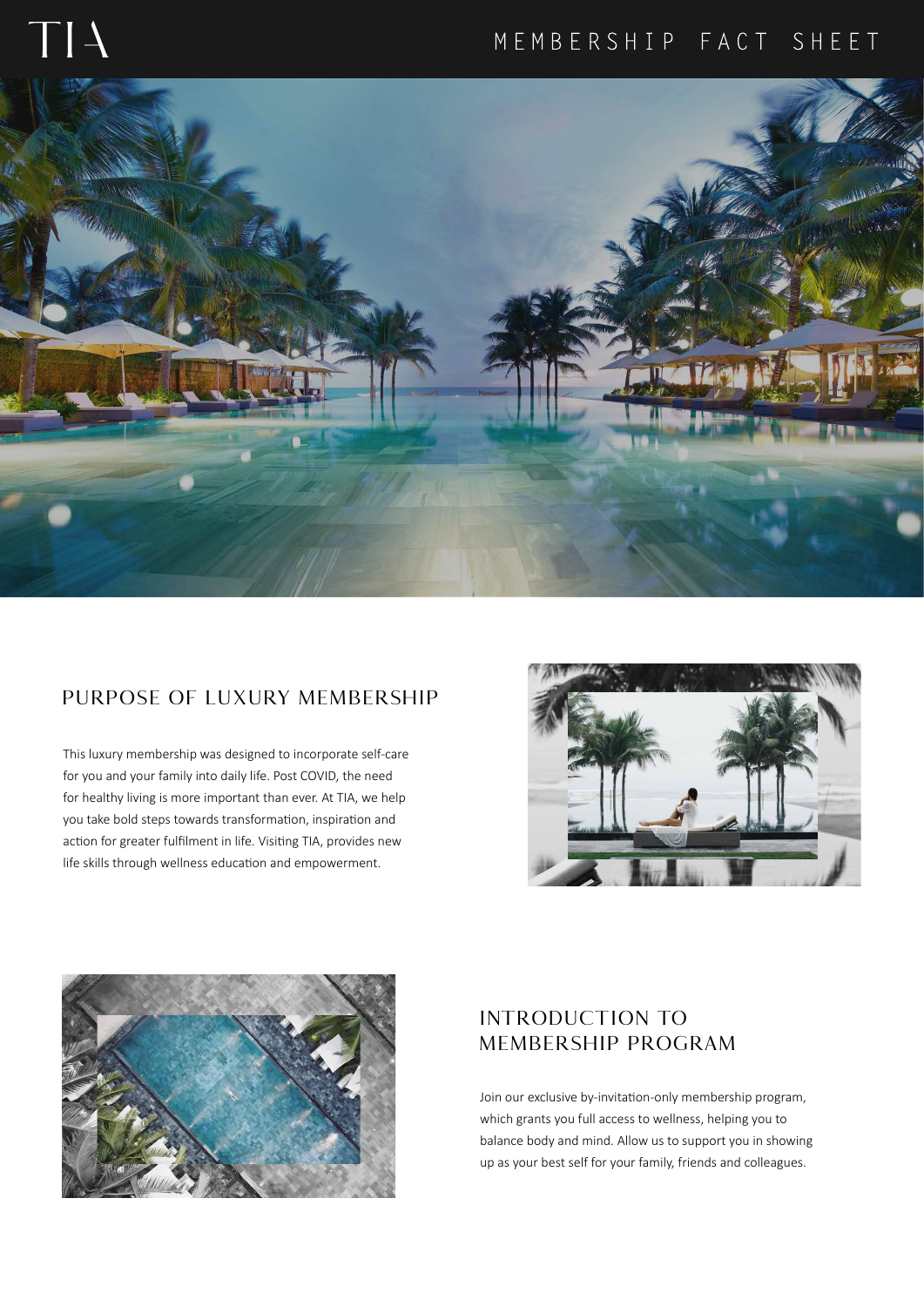# TIA

## MEMBERSHIP FACT SHEET

## PURPOSE OF LUXURY MEMBERSHIP

This luxury membership was designed to incorporate self-care for you and your family into daily life. Post COVID, the need for healthy living is more important than ever. At TIA, we help you take bold steps towards transformation, inspiration and action for greater fulfilment in life. Visiting TIA, provides new life skills through wellness education and empowerment.

## INTRODUCTION TO MEMBERSHIP PROGRAM

Join our exclusive by-invitation-only membership program, which grants you full access to wellness, helping you to balance body and mind. Allow us to support you in showing up as your best self for your family, friends and colleagues.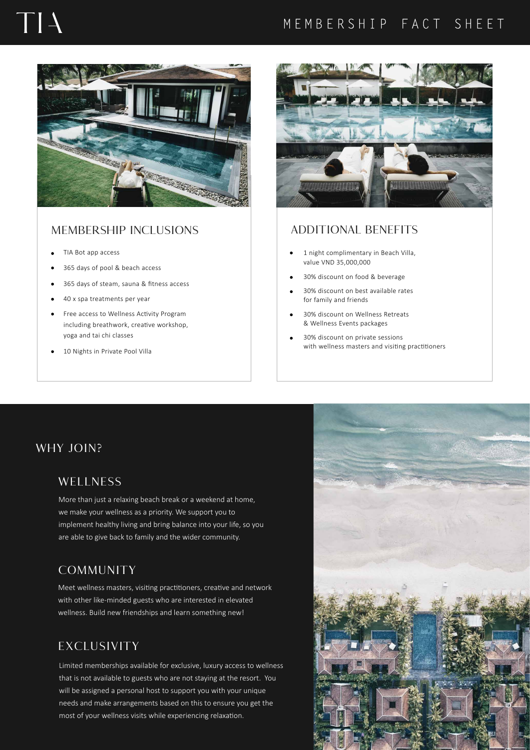# TIA

## MEMBERSHIP FACT SHEET

### MEMBERSHIP INCLUSIONS

- TIA Bot app access
- 365 days of pool & beach access
- 365 days of steam, sauna & fitness access
- 40 x spa treatments per year
- Free access to Wellness Activity Program including breathwork, creative workshop, yoga and tai chi classes
- 10 Nights in Private Pool Villa

### ADDITIONAL BENEFITS

- 1 night complimentary in Beach Villa, value VND 35,000,000
- 30% discount on food & beverage
- 30% discount on best available rates for family and friends
- 30% discount on Wellness Retreats & Wellness Events packages
- 30% discount on private sessions with wellness masters and visiting practitioners

## WHY JOIN?

### WELLNESS

More than just a relaxing beach break or a weekend at home, we make your wellness as a priority. We support you to implement healthy living and bring balance into your life, so you are able to give back to family and the wider community.

### COMMUNITY

Meet wellness masters, visiting practitioners, creative and network with other like-minded guests who are interested in elevated wellness. Build new friendships and learn something new!

### EXCLUSIVITY

Limited memberships available for exclusive, luxury access to wellness that is not available to guests who are not staying at the resort. You will be assigned a personal host to support you with your unique needs and make arrangements based on this to ensure you get the most of your wellness visits while experiencing relaxation.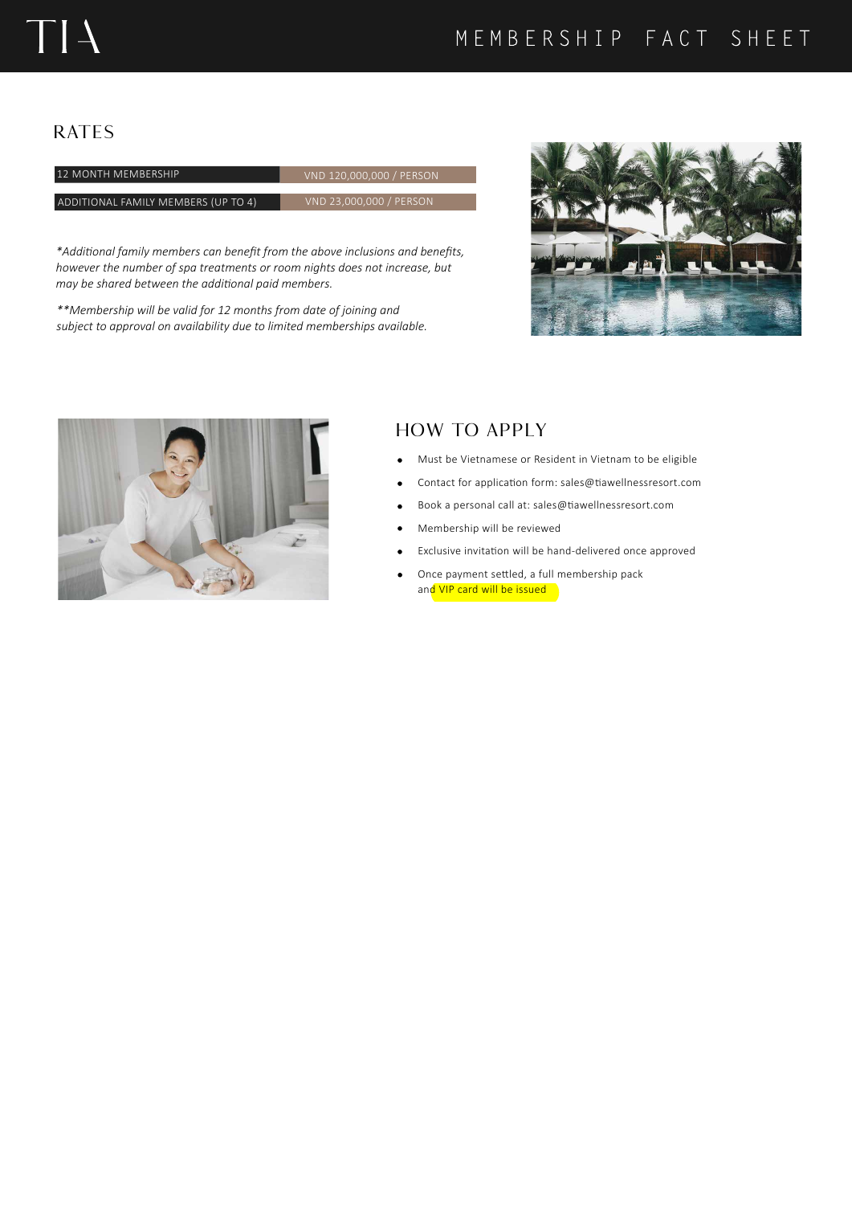## RATES

| | |
|---|---|
| 12 MONTH MEMBERSHIP | VND 120,000,000 / PERSON |
| ADDITIONAL FAMILY MEMBERS (UP TO 4) | VND 23,000,000 / PERSON |

**Additional family members can benefit from the above inclusions and benefits, however the number of spa treatments or room nights does not increase, but may be shared between the additional paid members.*

***Membership will be valid for 12 months from date of joining and subject to approval on availability due to limited memberships available.*

## HOW TO APPLY

- Must be Vietnamese or Resident in Vietnam to be eligible
- Contact for application form: sales@tiawellnessresort.com
- Book a personal call at: sales@tiawellnessresort.com
- Membership will be reviewed
- Exclusive invitation will be hand-delivered once approved
- Once payment settled, a full membership pack and VIP card will be issued